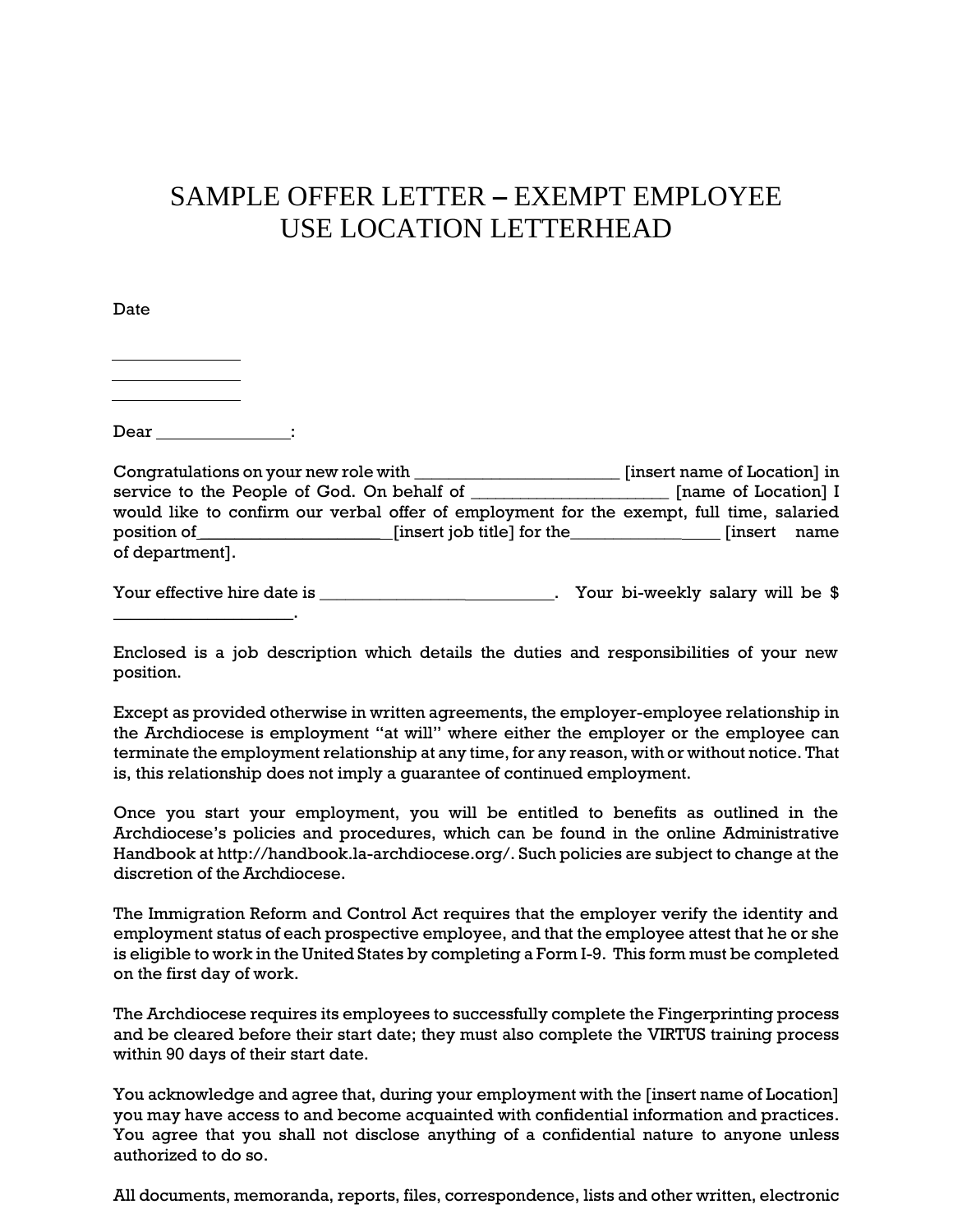# SAMPLE OFFER LETTER – EXEMPT EMPLOYEE
# USE LOCATION LETTERHEAD

Date

\_\_\_\_\_\_\_\_\_\_\_\_\_\_\_\_
\_\_\_\_\_\_\_\_\_\_\_\_\_\_\_\_
\_\_\_\_\_\_\_\_\_\_\_\_\_\_\_\_

Dear \_\_\_\_\_\_\_\_\_\_\_\_\_\_\_\_:

Congratulations on your new role with \_\_\_\_\_\_\_\_\_\_\_\_\_\_\_\_\_\_\_\_\_\_\_ [insert name of Location] in service to the People of God. On behalf of \_\_\_\_\_\_\_\_\_\_\_\_\_\_\_\_\_\_\_\_\_\_ [name of Location] I would like to confirm our verbal offer of employment for the exempt, full time, salaried position of\_\_\_\_\_\_\_\_\_\_\_\_\_\_\_\_\_\_\_\_\_\_[insert job title] for the\_\_\_\_\_\_\_\_\_\_\_\_\_\_\_\_\_ [insert name of department].

Your effective hire date is \_\_\_\_\_\_\_\_\_\_\_\_\_\_\_\_\_\_\_\_\_\_\_\_\_\_\_\_. Your bi-weekly salary will be $ \_\_\_\_\_\_\_\_\_\_\_\_\_\_\_\_\_\_\_\_\_.

Enclosed is a job description which details the duties and responsibilities of your new position.

Except as provided otherwise in written agreements, the employer-employee relationship in the Archdiocese is employment "at will" where either the employer or the employee can terminate the employment relationship at any time, for any reason, with or without notice. That is, this relationship does not imply a guarantee of continued employment.

Once you start your employment, you will be entitled to benefits as outlined in the Archdiocese's policies and procedures, which can be found in the online Administrative Handbook at http://handbook.la-archdiocese.org/. Such policies are subject to change at the discretion of the Archdiocese.

The Immigration Reform and Control Act requires that the employer verify the identity and employment status of each prospective employee, and that the employee attest that he or she is eligible to work in the United States by completing a Form I-9. This form must be completed on the first day of work.

The Archdiocese requires its employees to successfully complete the Fingerprinting process and be cleared before their start date; they must also complete the VIRTUS training process within 90 days of their start date.

You acknowledge and agree that, during your employment with the [insert name of Location] you may have access to and become acquainted with confidential information and practices. You agree that you shall not disclose anything of a confidential nature to anyone unless authorized to do so.

All documents, memoranda, reports, files, correspondence, lists and other written, electronic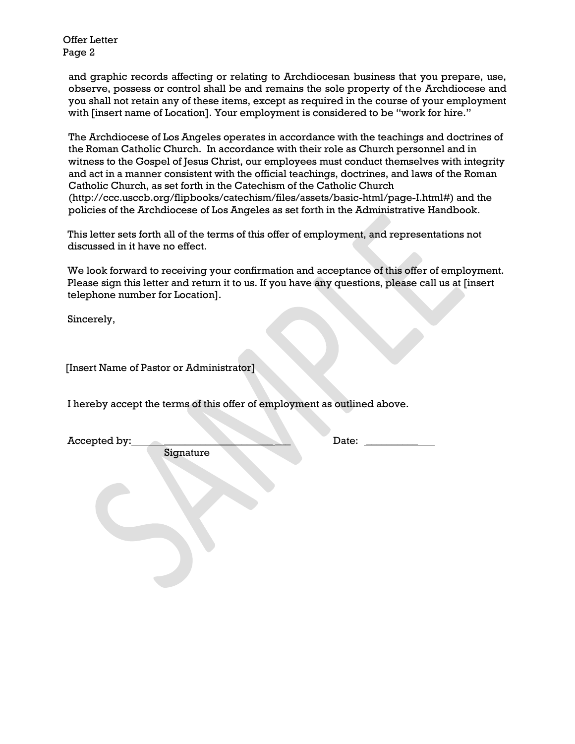and graphic records affecting or relating to Archdiocesan business that you prepare, use, observe, possess or control shall be and remains the sole property of the Archdiocese and you shall not retain any of these items, except as required in the course of your employment with [insert name of Location]. Your employment is considered to be "work for hire."

The Archdiocese of Los Angeles operates in accordance with the teachings and doctrines of the Roman Catholic Church. In accordance with their role as Church personnel and in witness to the Gospel of Jesus Christ, our employees must conduct themselves with integrity and act in a manner consistent with the official teachings, doctrines, and laws of the Roman Catholic Church, as set forth in the Catechism of the Catholic Church (http://ccc.usccb.org/flipbooks/catechism/files/assets/basic-html/page-I.html#) and the policies of the Archdiocese of Los Angeles as set forth in the Administrative Handbook.

This letter sets forth all of the terms of this offer of employment, and representations not discussed in it have no effect.

We look forward to receiving your confirmation and acceptance of this offer of employment. Please sign this letter and return it to us. If you have any questions, please call us at [insert telephone number for Location].

Sincerely,

[Insert Name of Pastor or Administrator]

I hereby accept the terms of this offer of employment as outlined above.

Accepted by:\_\_\_\_\_\_\_\_\_\_\_\_\_\_\_\_\_\_\_\_\_\_\_\_\_\_\_\_\_\_ Date: \_\_\_\_\_\_\_\_\_\_\_\_\_\_

Signature